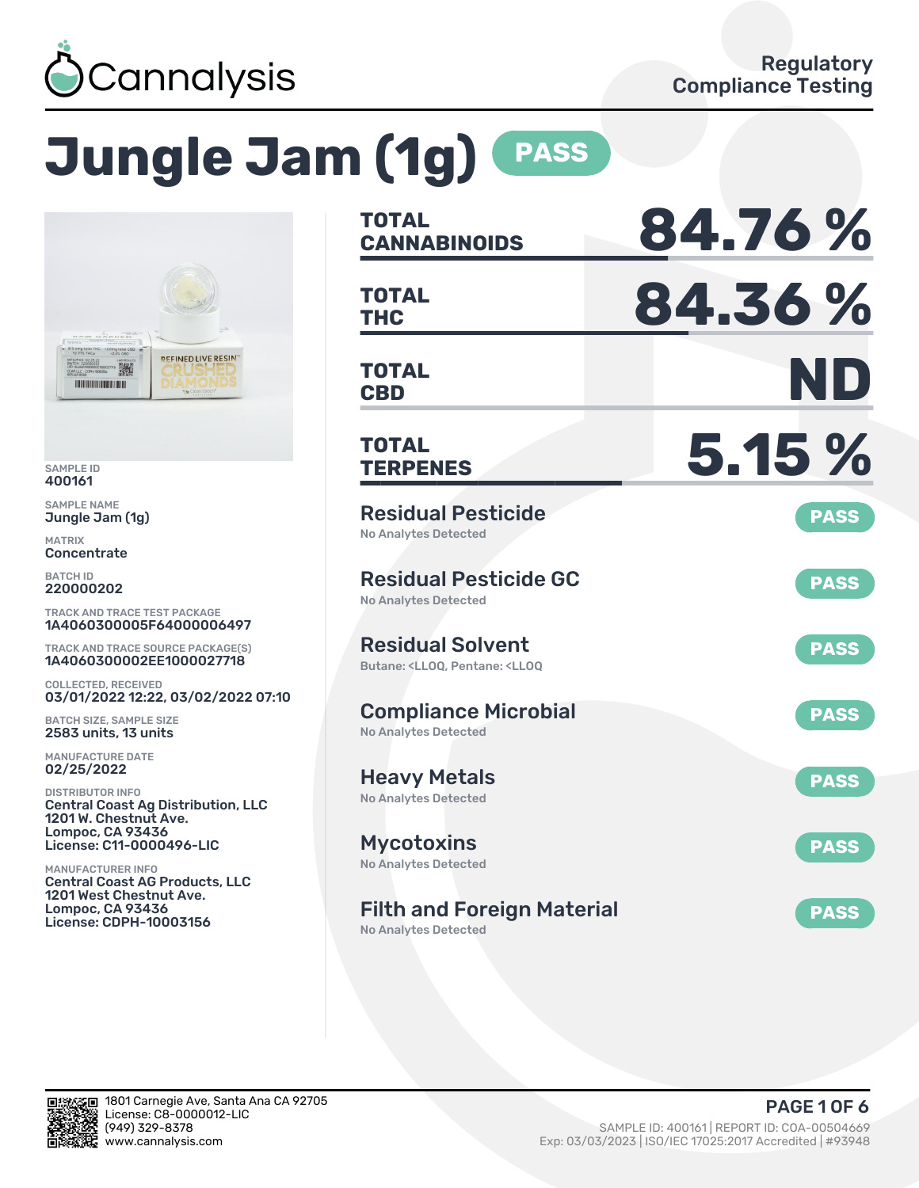Cannalysis

Regulatory Compliance Testing

# Jungle Jam (1g) PASS

SAMPLE ID
400161

SAMPLE NAME
Jungle Jam (1g)

MATRIX
Concentrate

BATCH ID
220000202

TRACK AND TRACE TEST PACKAGE
1A4060300005F64000006497

TRACK AND TRACE SOURCE PACKAGE(S)
1A4060300002EE1000027718

COLLECTED, RECEIVED
03/01/2022 12:22, 03/02/2022 07:10

BATCH SIZE, SAMPLE SIZE
2583 units, 13 units

MANUFACTURE DATE
02/25/2022

DISTRIBUTOR INFO
Central Coast Ag Distribution, LLC
1201 W. Chestnut Ave.
Lompoc, CA 93436
License: C11-0000496-LIC

MANUFACTURER INFO
Central Coast AG Products, LLC
1201 West Chestnut Ave.
Lompoc, CA 93436
License: CDPH-10003156

| | |
|---|---|
| **TOTAL CANNABINOIDS** | **84.76 %** |
| **TOTAL THC** | **84.36 %** |
| **TOTAL CBD** | **ND** |
| **TOTAL TERPENES** | **5.15 %** |

## Residual Pesticide — PASS
No Analytes Detected

## Residual Pesticide GC — PASS
No Analytes Detected

## Residual Solvent — PASS
Butane: <LLOQ, Pentane: <LLOQ

## Compliance Microbial — PASS
No Analytes Detected

## Heavy Metals — PASS
No Analytes Detected

## Mycotoxins — PASS
No Analytes Detected

## Filth and Foreign Material — PASS
No Analytes Detected

1801 Carnegie Ave, Santa Ana CA 92705
License: C8-0000012-LIC
(949) 329-8378
www.cannalysis.com

SAMPLE ID: 400161 | REPORT ID: COA-00504669
Exp: 03/03/2023 | ISO/IEC 17025:2017 Accredited | #93948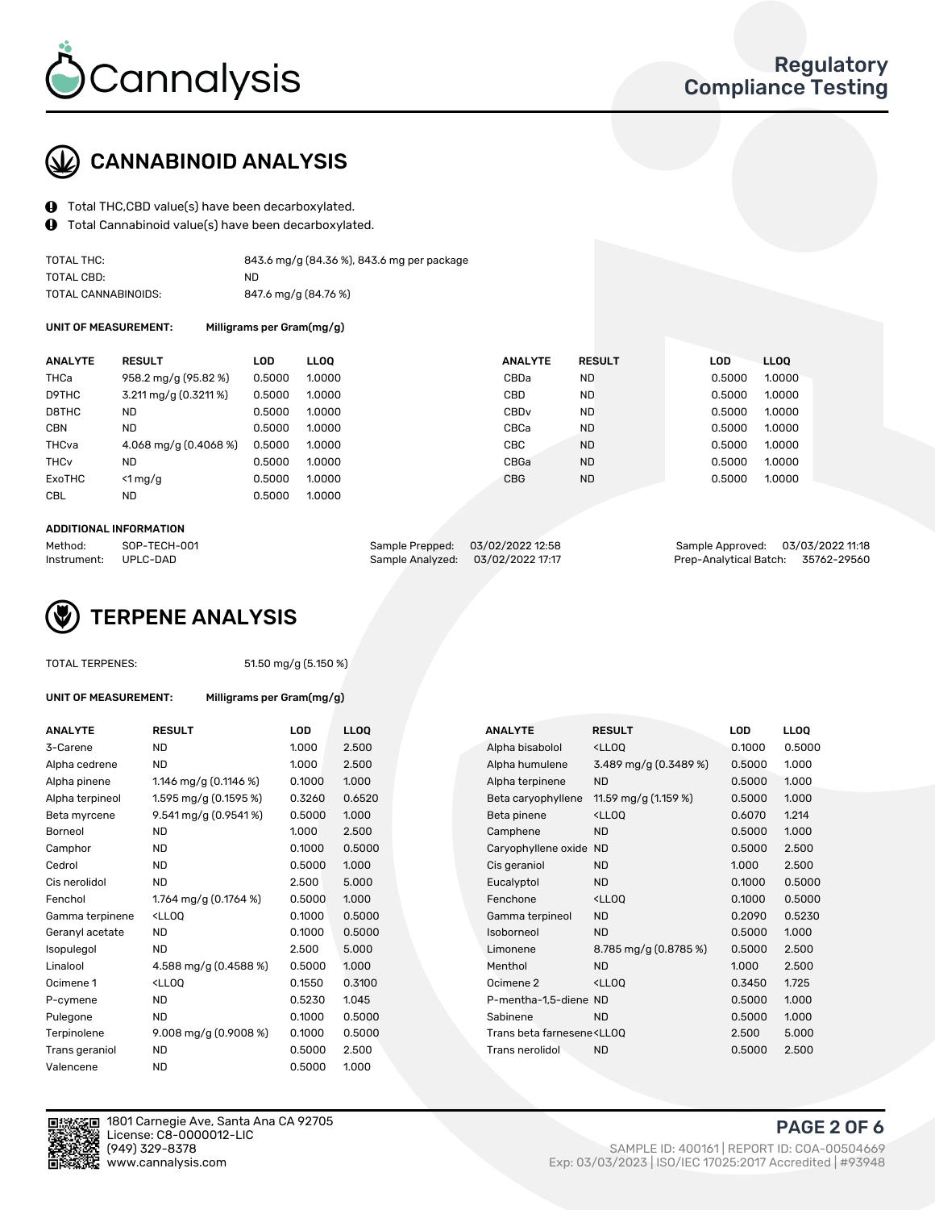# Cannalysis

**Regulatory Compliance Testing**

## CANNABINOID ANALYSIS

- Total THC,CBD value(s) have been decarboxylated.
- Total Cannabinoid value(s) have been decarboxylated.

| | |
|---|---|
| TOTAL THC: | 843.6 mg/g (84.36 %), 843.6 mg per package |
| TOTAL CBD: | ND |
| TOTAL CANNABINOIDS: | 847.6 mg/g (84.76 %) |

**UNIT OF MEASUREMENT:** Milligrams per Gram(mg/g)

| ANALYTE | RESULT | LOD | LLOQ | ANALYTE | RESULT | LOD | LLOQ |
|---|---|---|---|---|---|---|---|
| THCa | 958.2 mg/g (95.82 %) | 0.5000 | 1.0000 | CBDa | ND | 0.5000 | 1.0000 |
| D9THC | 3.211 mg/g (0.3211 %) | 0.5000 | 1.0000 | CBD | ND | 0.5000 | 1.0000 |
| D8THC | ND | 0.5000 | 1.0000 | CBDv | ND | 0.5000 | 1.0000 |
| CBN | ND | 0.5000 | 1.0000 | CBCa | ND | 0.5000 | 1.0000 |
| THCva | 4.068 mg/g (0.4068 %) | 0.5000 | 1.0000 | CBC | ND | 0.5000 | 1.0000 |
| THCv | ND | 0.5000 | 1.0000 | CBGa | ND | 0.5000 | 1.0000 |
| ExoTHC | <1 mg/g | 0.5000 | 1.0000 | CBG | ND | 0.5000 | 1.0000 |
| CBL | ND | 0.5000 | 1.0000 | | | | |

**ADDITIONAL INFORMATION**

| | | | | | |
|---|---|---|---|---|---|
| Method: | SOP-TECH-001 | Sample Prepped: | 03/02/2022 12:58 | Sample Approved: | 03/03/2022 11:18 |
| Instrument: | UPLC-DAD | Sample Analyzed: | 03/02/2022 17:17 | Prep-Analytical Batch: | 35762-29560 |

## TERPENE ANALYSIS

TOTAL TERPENES: 51.50 mg/g (5.150 %)

**UNIT OF MEASUREMENT:** Milligrams per Gram(mg/g)

| ANALYTE | RESULT | LOD | LLOQ | ANALYTE | RESULT | LOD | LLOQ |
|---|---|---|---|---|---|---|---|
| 3-Carene | ND | 1.000 | 2.500 | Alpha bisabolol | <LLOQ | 0.1000 | 0.5000 |
| Alpha cedrene | ND | 1.000 | 2.500 | Alpha humulene | 3.489 mg/g (0.3489 %) | 0.5000 | 1.000 |
| Alpha pinene | 1.146 mg/g (0.1146 %) | 0.1000 | 1.000 | Alpha terpinene | ND | 0.5000 | 1.000 |
| Alpha terpineol | 1.595 mg/g (0.1595 %) | 0.3260 | 0.6520 | Beta caryophyllene | 11.59 mg/g (1.159 %) | 0.5000 | 1.000 |
| Beta myrcene | 9.541 mg/g (0.9541 %) | 0.5000 | 1.000 | Beta pinene | <LLOQ | 0.6070 | 1.214 |
| Borneol | ND | 1.000 | 2.500 | Camphene | ND | 0.5000 | 1.000 |
| Camphor | ND | 0.1000 | 0.5000 | Caryophyllene oxide | ND | 0.5000 | 2.500 |
| Cedrol | ND | 0.5000 | 1.000 | Cis geraniol | ND | 1.000 | 2.500 |
| Cis nerolidol | ND | 2.500 | 5.000 | Eucalyptol | ND | 0.1000 | 0.5000 |
| Fenchol | 1.764 mg/g (0.1764 %) | 0.5000 | 1.000 | Fenchone | <LLOQ | 0.1000 | 0.5000 |
| Gamma terpinene | <LLOQ | 0.1000 | 0.5000 | Gamma terpineol | ND | 0.2090 | 0.5230 |
| Geranyl acetate | ND | 0.1000 | 0.5000 | Isoborneol | ND | 0.5000 | 1.000 |
| Isopulegol | ND | 2.500 | 5.000 | Limonene | 8.785 mg/g (0.8785 %) | 0.5000 | 2.500 |
| Linalool | 4.588 mg/g (0.4588 %) | 0.5000 | 1.000 | Menthol | ND | 1.000 | 2.500 |
| Ocimene 1 | <LLOQ | 0.1550 | 0.3100 | Ocimene 2 | <LLOQ | 0.3450 | 1.725 |
| P-cymene | ND | 0.5230 | 1.045 | P-mentha-1,5-diene | ND | 0.5000 | 1.000 |
| Pulegone | ND | 0.1000 | 0.5000 | Sabinene | ND | 0.5000 | 1.000 |
| Terpinolene | 9.008 mg/g (0.9008 %) | 0.1000 | 0.5000 | Trans beta farnesene | <LLOQ | 2.500 | 5.000 |
| Trans geraniol | ND | 0.5000 | 2.500 | Trans nerolidol | ND | 0.5000 | 2.500 |
| Valencene | ND | 0.5000 | 1.000 | | | | |

1801 Carnegie Ave, Santa Ana CA 92705
License: C8-0000012-LIC
(949) 329-8378
www.cannalysis.com

SAMPLE ID: 400161 | REPORT ID: COA-00504669
Exp: 03/03/2023 | ISO/IEC 17025:2017 Accredited | #93948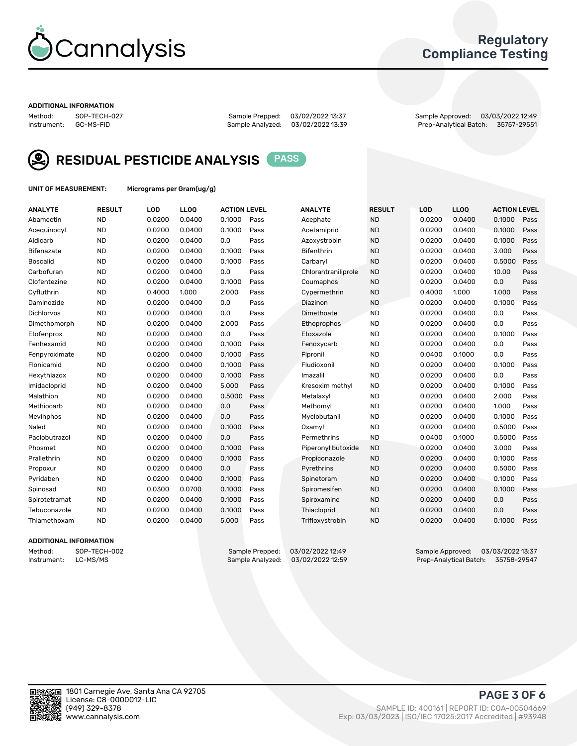# Cannalysis

## Regulatory Compliance Testing

### ADDITIONAL INFORMATION

Method: SOP-TECH-027
Instrument: GC-MS-FID

Sample Prepped: 03/02/2022 13:37
Sample Analyzed: 03/02/2022 13:39

Sample Approved: 03/03/2022 12:49
Prep-Analytical Batch: 35757-29551

## RESIDUAL PESTICIDE ANALYSIS PASS

**UNIT OF MEASUREMENT:** Micrograms per Gram(ug/g)

| ANALYTE | RESULT | LOD | LLOQ | ACTION LEVEL | | ANALYTE | RESULT | LOD | LLOQ | ACTION LEVEL | |
|---|---|---|---|---|---|---|---|---|---|---|---|
| Abamectin | ND | 0.0200 | 0.0400 | 0.1000 | Pass | Acephate | ND | 0.0200 | 0.0400 | 0.1000 | Pass |
| Acequinocyl | ND | 0.0200 | 0.0400 | 0.1000 | Pass | Acetamiprid | ND | 0.0200 | 0.0400 | 0.1000 | Pass |
| Aldicarb | ND | 0.0200 | 0.0400 | 0.0 | Pass | Azoxystrobin | ND | 0.0200 | 0.0400 | 0.1000 | Pass |
| Bifenazate | ND | 0.0200 | 0.0400 | 0.1000 | Pass | Bifenthrin | ND | 0.0200 | 0.0400 | 3.000 | Pass |
| Boscalid | ND | 0.0200 | 0.0400 | 0.1000 | Pass | Carbaryl | ND | 0.0200 | 0.0400 | 0.5000 | Pass |
| Carbofuran | ND | 0.0200 | 0.0400 | 0.0 | Pass | Chlorantraniliprole | ND | 0.0200 | 0.0400 | 10.00 | Pass |
| Clofentezine | ND | 0.0200 | 0.0400 | 0.1000 | Pass | Coumaphos | ND | 0.0200 | 0.0400 | 0.0 | Pass |
| Cyfluthrin | ND | 0.4000 | 1.000 | 2.000 | Pass | Cypermethrin | ND | 0.4000 | 1.000 | 1.000 | Pass |
| Daminozide | ND | 0.0200 | 0.0400 | 0.0 | Pass | Diazinon | ND | 0.0200 | 0.0400 | 0.1000 | Pass |
| Dichlorvos | ND | 0.0200 | 0.0400 | 0.0 | Pass | Dimethoate | ND | 0.0200 | 0.0400 | 0.0 | Pass |
| Dimethomorph | ND | 0.0200 | 0.0400 | 2.000 | Pass | Ethoprophos | ND | 0.0200 | 0.0400 | 0.0 | Pass |
| Etofenprox | ND | 0.0200 | 0.0400 | 0.0 | Pass | Etoxazole | ND | 0.0200 | 0.0400 | 0.1000 | Pass |
| Fenhexamid | ND | 0.0200 | 0.0400 | 0.1000 | Pass | Fenoxycarb | ND | 0.0200 | 0.0400 | 0.0 | Pass |
| Fenpyroximate | ND | 0.0200 | 0.0400 | 0.1000 | Pass | Fipronil | ND | 0.0400 | 0.1000 | 0.0 | Pass |
| Flonicamid | ND | 0.0200 | 0.0400 | 0.1000 | Pass | Fludioxonil | ND | 0.0200 | 0.0400 | 0.1000 | Pass |
| Hexythiazox | ND | 0.0200 | 0.0400 | 0.1000 | Pass | Imazalil | ND | 0.0200 | 0.0400 | 0.0 | Pass |
| Imidacloprid | ND | 0.0200 | 0.0400 | 5.000 | Pass | Kresoxim methyl | ND | 0.0200 | 0.0400 | 0.1000 | Pass |
| Malathion | ND | 0.0200 | 0.0400 | 0.5000 | Pass | Metalaxyl | ND | 0.0200 | 0.0400 | 2.000 | Pass |
| Methiocarb | ND | 0.0200 | 0.0400 | 0.0 | Pass | Methomyl | ND | 0.0200 | 0.0400 | 1.000 | Pass |
| Mevinphos | ND | 0.0200 | 0.0400 | 0.0 | Pass | Myclobutanil | ND | 0.0200 | 0.0400 | 0.1000 | Pass |
| Naled | ND | 0.0200 | 0.0400 | 0.1000 | Pass | Oxamyl | ND | 0.0200 | 0.0400 | 0.5000 | Pass |
| Paclobutrazol | ND | 0.0200 | 0.0400 | 0.0 | Pass | Permethrins | ND | 0.0400 | 0.1000 | 0.5000 | Pass |
| Phosmet | ND | 0.0200 | 0.0400 | 0.1000 | Pass | Piperonyl butoxide | ND | 0.0200 | 0.0400 | 3.000 | Pass |
| Prallethrin | ND | 0.0200 | 0.0400 | 0.1000 | Pass | Propiconazole | ND | 0.0200 | 0.0400 | 0.1000 | Pass |
| Propoxur | ND | 0.0200 | 0.0400 | 0.0 | Pass | Pyrethrins | ND | 0.0200 | 0.0400 | 0.5000 | Pass |
| Pyridaben | ND | 0.0200 | 0.0400 | 0.1000 | Pass | Spinetoram | ND | 0.0200 | 0.0400 | 0.1000 | Pass |
| Spinosad | ND | 0.0300 | 0.0700 | 0.1000 | Pass | Spiromesifen | ND | 0.0200 | 0.0400 | 0.1000 | Pass |
| Spirotetramat | ND | 0.0200 | 0.0400 | 0.1000 | Pass | Spiroxamine | ND | 0.0200 | 0.0400 | 0.0 | Pass |
| Tebuconazole | ND | 0.0200 | 0.0400 | 0.1000 | Pass | Thiacloprid | ND | 0.0200 | 0.0400 | 0.0 | Pass |
| Thiamethoxam | ND | 0.0200 | 0.0400 | 5.000 | Pass | Trifloxystrobin | ND | 0.0200 | 0.0400 | 0.1000 | Pass |

### ADDITIONAL INFORMATION

Method: SOP-TECH-002
Instrument: LC-MS/MS

Sample Prepped: 03/02/2022 12:49
Sample Analyzed: 03/02/2022 12:59

Sample Approved: 03/03/2022 13:37
Prep-Analytical Batch: 35758-29547

1801 Carnegie Ave, Santa Ana CA 92705
License: C8-0000012-LIC
(949) 329-8378
www.cannalysis.com

SAMPLE ID: 400161 | REPORT ID: COA-00504669
Exp: 03/03/2023 | ISO/IEC 17025:2017 Accredited | #93948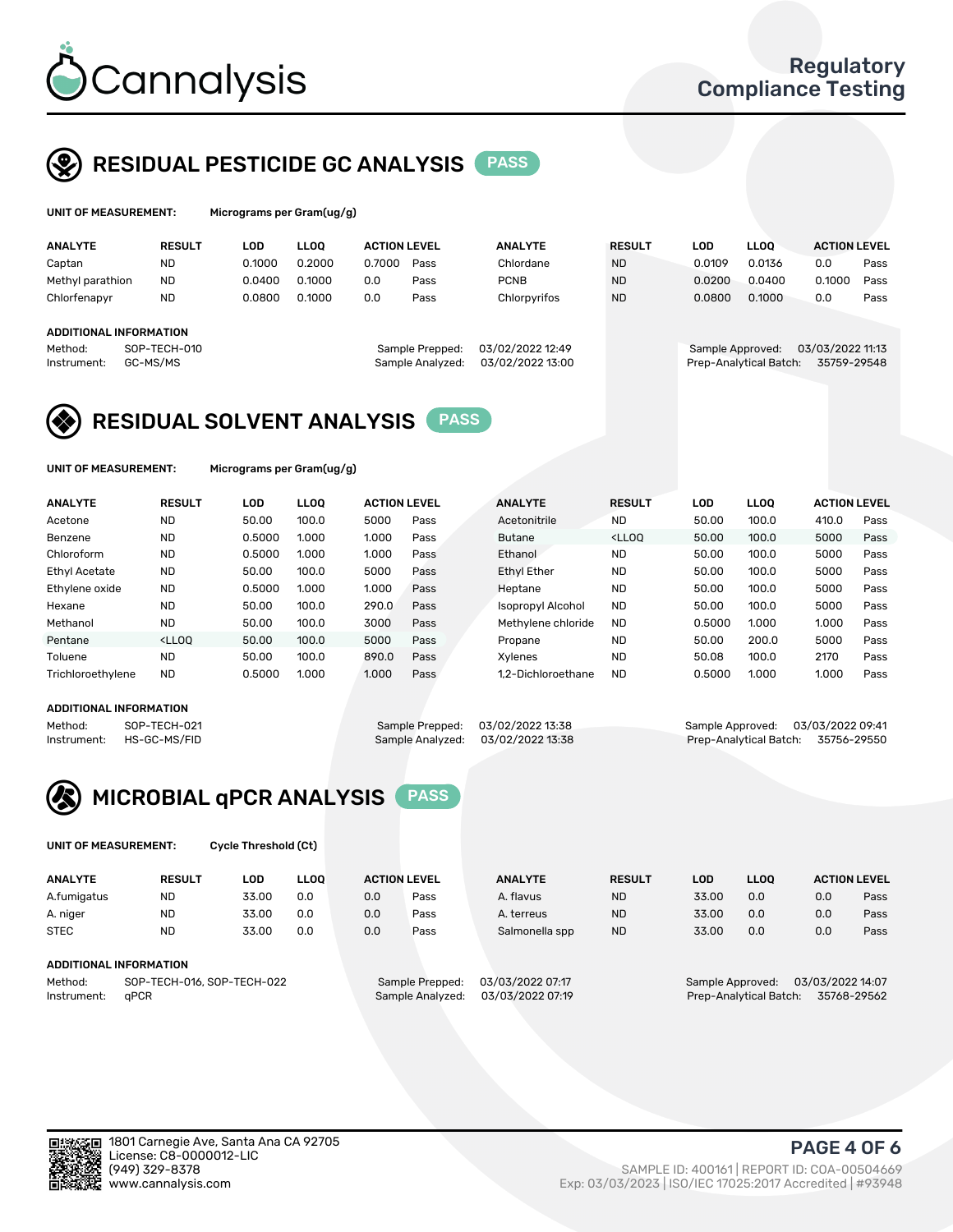# Cannalysis

Regulatory Compliance Testing

## RESIDUAL PESTICIDE GC ANALYSIS PASS

**UNIT OF MEASUREMENT:** Micrograms per Gram(ug/g)

| ANALYTE | RESULT | LOD | LLOQ | ACTION LEVEL | | ANALYTE | RESULT | LOD | LLOQ | ACTION LEVEL | |
|---|---|---|---|---|---|---|---|---|---|---|---|
| Captan | ND | 0.1000 | 0.2000 | 0.7000 | Pass | Chlordane | ND | 0.0109 | 0.0136 | 0.0 | Pass |
| Methyl parathion | ND | 0.0400 | 0.1000 | 0.0 | Pass | PCNB | ND | 0.0200 | 0.0400 | 0.1000 | Pass |
| Chlorfenapyr | ND | 0.0800 | 0.1000 | 0.0 | Pass | Chlorpyrifos | ND | 0.0800 | 0.1000 | 0.0 | Pass |

**ADDITIONAL INFORMATION**

Method: SOP-TECH-010
Instrument: GC-MS/MS

Sample Prepped: 03/02/2022 12:49
Sample Analyzed: 03/02/2022 13:00

Sample Approved: 03/03/2022 11:13
Prep-Analytical Batch: 35759-29548

## RESIDUAL SOLVENT ANALYSIS PASS

**UNIT OF MEASUREMENT:** Micrograms per Gram(ug/g)

| ANALYTE | RESULT | LOD | LLOQ | ACTION LEVEL | | ANALYTE | RESULT | LOD | LLOQ | ACTION LEVEL | |
|---|---|---|---|---|---|---|---|---|---|---|---|
| Acetone | ND | 50.00 | 100.0 | 5000 | Pass | Acetonitrile | ND | 50.00 | 100.0 | 410.0 | Pass |
| Benzene | ND | 0.5000 | 1.000 | 1.000 | Pass | Butane | <LLOQ | 50.00 | 100.0 | 5000 | Pass |
| Chloroform | ND | 0.5000 | 1.000 | 1.000 | Pass | Ethanol | ND | 50.00 | 100.0 | 5000 | Pass |
| Ethyl Acetate | ND | 50.00 | 100.0 | 5000 | Pass | Ethyl Ether | ND | 50.00 | 100.0 | 5000 | Pass |
| Ethylene oxide | ND | 0.5000 | 1.000 | 1.000 | Pass | Heptane | ND | 50.00 | 100.0 | 5000 | Pass |
| Hexane | ND | 50.00 | 100.0 | 290.0 | Pass | Isopropyl Alcohol | ND | 50.00 | 100.0 | 5000 | Pass |
| Methanol | ND | 50.00 | 100.0 | 3000 | Pass | Methylene chloride | ND | 0.5000 | 1.000 | 1.000 | Pass |
| Pentane | <LLOQ | 50.00 | 100.0 | 5000 | Pass | Propane | ND | 50.00 | 200.0 | 5000 | Pass |
| Toluene | ND | 50.00 | 100.0 | 890.0 | Pass | Xylenes | ND | 50.08 | 100.0 | 2170 | Pass |
| Trichloroethylene | ND | 0.5000 | 1.000 | 1.000 | Pass | 1,2-Dichloroethane | ND | 0.5000 | 1.000 | 1.000 | Pass |

**ADDITIONAL INFORMATION**

Method: SOP-TECH-021
Instrument: HS-GC-MS/FID

Sample Prepped: 03/02/2022 13:38
Sample Analyzed: 03/02/2022 13:38

Sample Approved: 03/03/2022 09:41
Prep-Analytical Batch: 35756-29550

## MICROBIAL qPCR ANALYSIS PASS

**UNIT OF MEASUREMENT:** Cycle Threshold (Ct)

| ANALYTE | RESULT | LOD | LLOQ | ACTION LEVEL | | ANALYTE | RESULT | LOD | LLOQ | ACTION LEVEL | |
|---|---|---|---|---|---|---|---|---|---|---|---|
| A.fumigatus | ND | 33.00 | 0.0 | 0.0 | Pass | A. flavus | ND | 33.00 | 0.0 | 0.0 | Pass |
| A. niger | ND | 33.00 | 0.0 | 0.0 | Pass | A. terreus | ND | 33.00 | 0.0 | 0.0 | Pass |
| STEC | ND | 33.00 | 0.0 | 0.0 | Pass | Salmonella spp | ND | 33.00 | 0.0 | 0.0 | Pass |

**ADDITIONAL INFORMATION**

Method: SOP-TECH-016, SOP-TECH-022
Instrument: qPCR

Sample Prepped: 03/03/2022 07:17
Sample Analyzed: 03/03/2022 07:19

Sample Approved: 03/03/2022 14:07
Prep-Analytical Batch: 35768-29562

1801 Carnegie Ave, Santa Ana CA 92705
License: C8-0000012-LIC
(949) 329-8378
www.cannalysis.com

SAMPLE ID: 400161 | REPORT ID: COA-00504669
Exp: 03/03/2023 | ISO/IEC 17025:2017 Accredited | #93948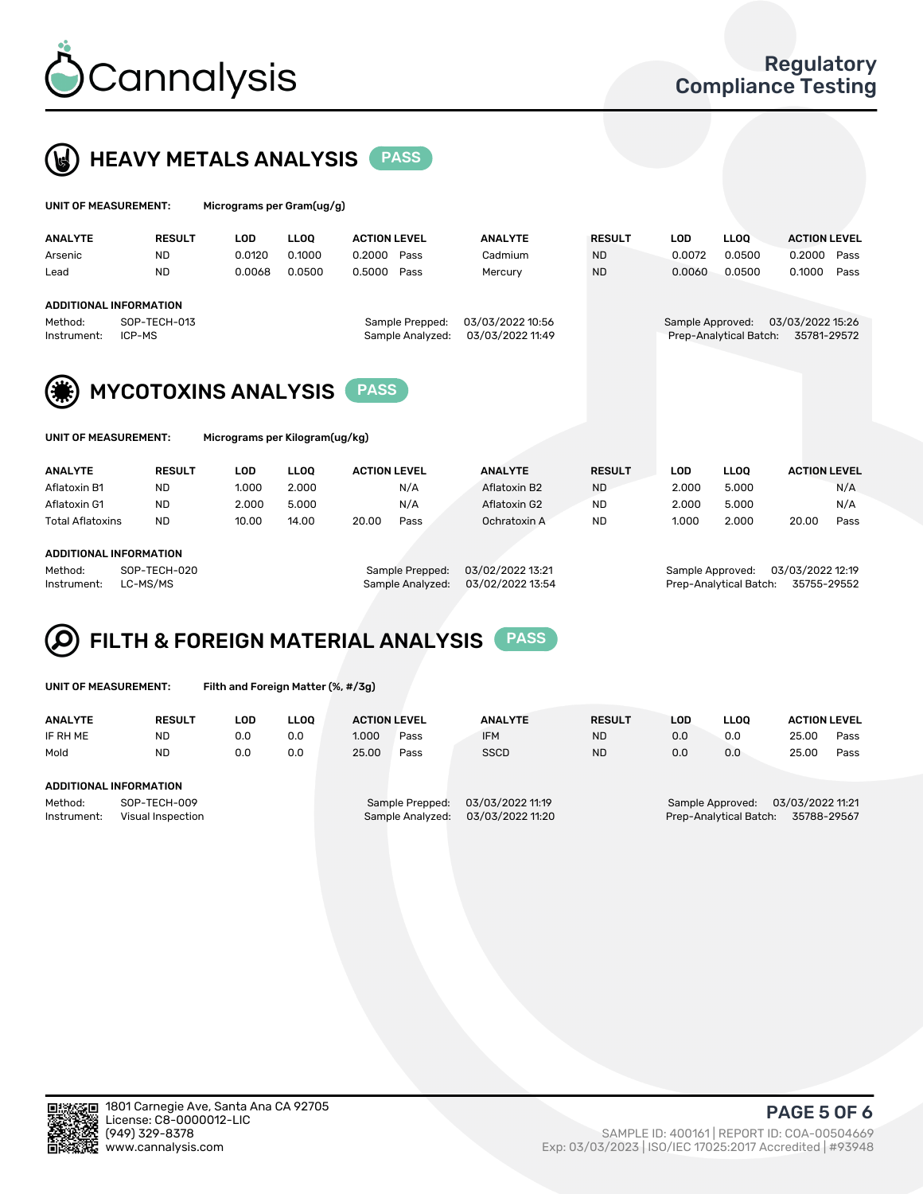# Cannalysis

**Regulatory Compliance Testing**

## HEAVY METALS ANALYSIS PASS

**UNIT OF MEASUREMENT:** Micrograms per Gram(ug/g)

| ANALYTE | RESULT | LOD | LLOQ | ACTION LEVEL | | ANALYTE | RESULT | LOD | LLOQ | ACTION LEVEL | |
|---|---|---|---|---|---|---|---|---|---|---|---|
| Arsenic | ND | 0.0120 | 0.1000 | 0.2000 | Pass | Cadmium | ND | 0.0072 | 0.0500 | 0.2000 | Pass |
| Lead | ND | 0.0068 | 0.0500 | 0.5000 | Pass | Mercury | ND | 0.0060 | 0.0500 | 0.1000 | Pass |

**ADDITIONAL INFORMATION**

Method: SOP-TECH-013
Instrument: ICP-MS
Sample Prepped: 03/03/2022 10:56
Sample Analyzed: 03/03/2022 11:49
Sample Approved: 03/03/2022 15:26
Prep-Analytical Batch: 35781-29572

## MYCOTOXINS ANALYSIS PASS

**UNIT OF MEASUREMENT:** Micrograms per Kilogram(ug/kg)

| ANALYTE | RESULT | LOD | LLOQ | ACTION LEVEL | | ANALYTE | RESULT | LOD | LLOQ | ACTION LEVEL | |
|---|---|---|---|---|---|---|---|---|---|---|---|
| Aflatoxin B1 | ND | 1.000 | 2.000 | | N/A | Aflatoxin B2 | ND | 2.000 | 5.000 | | N/A |
| Aflatoxin G1 | ND | 2.000 | 5.000 | | N/A | Aflatoxin G2 | ND | 2.000 | 5.000 | | N/A |
| Total Aflatoxins | ND | 10.00 | 14.00 | 20.00 | Pass | Ochratoxin A | ND | 1.000 | 2.000 | 20.00 | Pass |

**ADDITIONAL INFORMATION**

Method: SOP-TECH-020
Instrument: LC-MS/MS
Sample Prepped: 03/02/2022 13:21
Sample Analyzed: 03/02/2022 13:54
Sample Approved: 03/03/2022 12:19
Prep-Analytical Batch: 35755-29552

## FILTH & FOREIGN MATERIAL ANALYSIS PASS

**UNIT OF MEASUREMENT:** Filth and Foreign Matter (%, #/3g)

| ANALYTE | RESULT | LOD | LLOQ | ACTION LEVEL | | ANALYTE | RESULT | LOD | LLOQ | ACTION LEVEL | |
|---|---|---|---|---|---|---|---|---|---|---|---|
| IF RH ME | ND | 0.0 | 0.0 | 1.000 | Pass | IFM | ND | 0.0 | 0.0 | 25.00 | Pass |
| Mold | ND | 0.0 | 0.0 | 25.00 | Pass | SSCD | ND | 0.0 | 0.0 | 25.00 | Pass |

**ADDITIONAL INFORMATION**

Method: SOP-TECH-009
Instrument: Visual Inspection
Sample Prepped: 03/03/2022 11:19
Sample Analyzed: 03/03/2022 11:20
Sample Approved: 03/03/2022 11:21
Prep-Analytical Batch: 35788-29567

1801 Carnegie Ave, Santa Ana CA 92705
License: C8-0000012-LIC
(949) 329-8378
www.cannalysis.com

SAMPLE ID: 400161 | REPORT ID: COA-00504669
Exp: 03/03/2023 | ISO/IEC 17025:2017 Accredited | #93948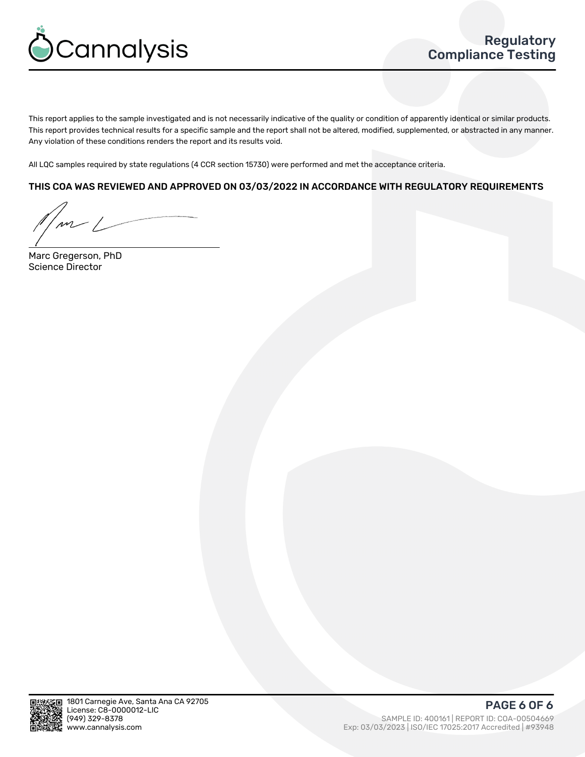This report applies to the sample investigated and is not necessarily indicative of the quality or condition of apparently identical or similar products. This report provides technical results for a specific sample and the report shall not be altered, modified, supplemented, or abstracted in any manner. Any violation of these conditions renders the report and its results void.

All LQC samples required by state regulations (4 CCR section 15730) were performed and met the acceptance criteria.

**THIS COA WAS REVIEWED AND APPROVED ON 03/03/2022 IN ACCORDANCE WITH REGULATORY REQUIREMENTS**

Marc Gregerson, PhD
Science Director